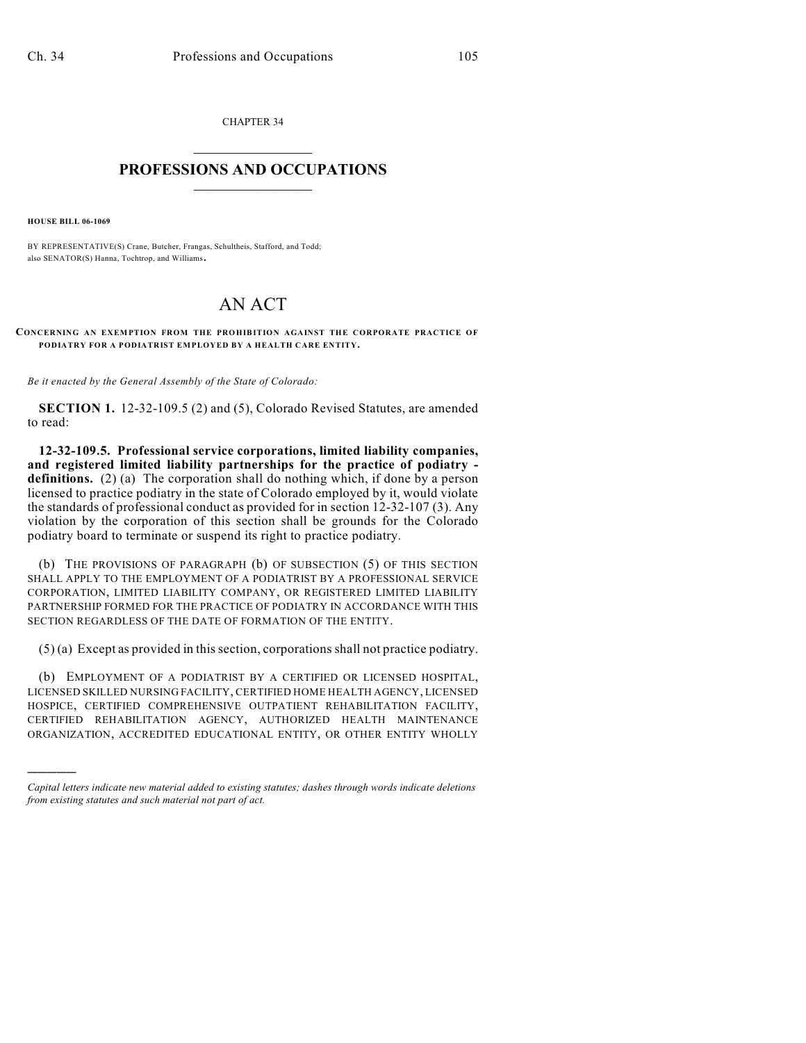CHAPTER 34

# PROFESSIONS AND OCCUPATIONS

**HOUSE BILL 06-1069**

BY REPRESENTATIVE(S) Crane, Butcher, Frangas, Schultheis, Stafford, and Todd; also SENATOR(S) Hanna, Tochtrop, and Williams.

# AN ACT

**CONCERNING AN EXEMPTION FROM THE PROHIBITION AGAINST THE CORPORATE PRACTICE OF PODIATRY FOR A PODIATRIST EMPLOYED BY A HEALTH CARE ENTITY.**

*Be it enacted by the General Assembly of the State of Colorado:*

**SECTION 1.** 12-32-109.5 (2) and (5), Colorado Revised Statutes, are amended to read:

**12-32-109.5. Professional service corporations, limited liability companies, and registered limited liability partnerships for the practice of podiatry - definitions.** (2) (a) The corporation shall do nothing which, if done by a person licensed to practice podiatry in the state of Colorado employed by it, would violate the standards of professional conduct as provided for in section 12-32-107 (3). Any violation by the corporation of this section shall be grounds for the Colorado podiatry board to terminate or suspend its right to practice podiatry.

(b) THE PROVISIONS OF PARAGRAPH (b) OF SUBSECTION (5) OF THIS SECTION SHALL APPLY TO THE EMPLOYMENT OF A PODIATRIST BY A PROFESSIONAL SERVICE CORPORATION, LIMITED LIABILITY COMPANY, OR REGISTERED LIMITED LIABILITY PARTNERSHIP FORMED FOR THE PRACTICE OF PODIATRY IN ACCORDANCE WITH THIS SECTION REGARDLESS OF THE DATE OF FORMATION OF THE ENTITY.

(5) (a) Except as provided in this section, corporations shall not practice podiatry.

(b) EMPLOYMENT OF A PODIATRIST BY A CERTIFIED OR LICENSED HOSPITAL, LICENSED SKILLED NURSING FACILITY, CERTIFIED HOME HEALTH AGENCY, LICENSED HOSPICE, CERTIFIED COMPREHENSIVE OUTPATIENT REHABILITATION FACILITY, CERTIFIED REHABILITATION AGENCY, AUTHORIZED HEALTH MAINTENANCE ORGANIZATION, ACCREDITED EDUCATIONAL ENTITY, OR OTHER ENTITY WHOLLY

---

*Capital letters indicate new material added to existing statutes; dashes through words indicate deletions from existing statutes and such material not part of act.*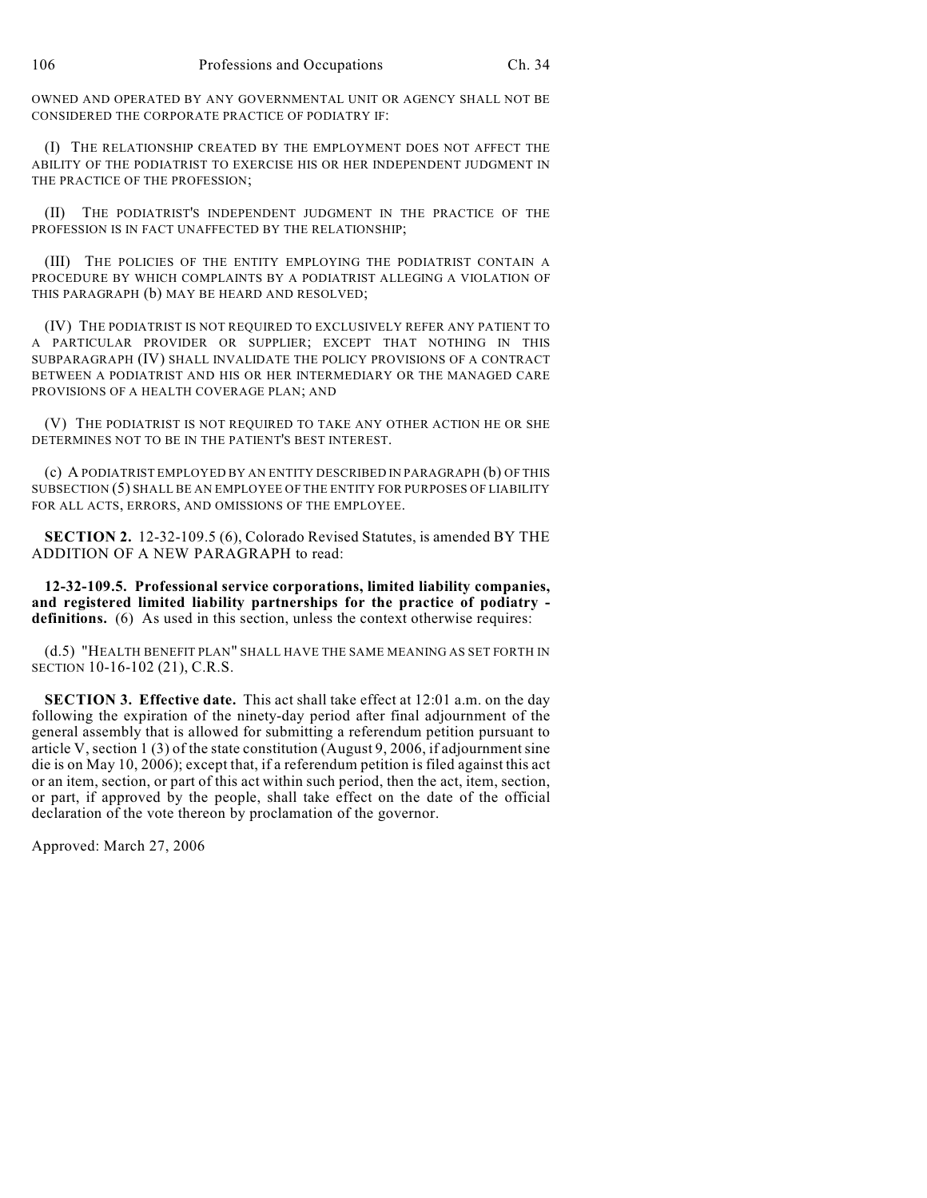OWNED AND OPERATED BY ANY GOVERNMENTAL UNIT OR AGENCY SHALL NOT BE CONSIDERED THE CORPORATE PRACTICE OF PODIATRY IF:

(I) THE RELATIONSHIP CREATED BY THE EMPLOYMENT DOES NOT AFFECT THE ABILITY OF THE PODIATRIST TO EXERCISE HIS OR HER INDEPENDENT JUDGMENT IN THE PRACTICE OF THE PROFESSION;

(II) THE PODIATRIST'S INDEPENDENT JUDGMENT IN THE PRACTICE OF THE PROFESSION IS IN FACT UNAFFECTED BY THE RELATIONSHIP;

(III) THE POLICIES OF THE ENTITY EMPLOYING THE PODIATRIST CONTAIN A PROCEDURE BY WHICH COMPLAINTS BY A PODIATRIST ALLEGING A VIOLATION OF THIS PARAGRAPH (b) MAY BE HEARD AND RESOLVED;

(IV) THE PODIATRIST IS NOT REQUIRED TO EXCLUSIVELY REFER ANY PATIENT TO A PARTICULAR PROVIDER OR SUPPLIER; EXCEPT THAT NOTHING IN THIS SUBPARAGRAPH (IV) SHALL INVALIDATE THE POLICY PROVISIONS OF A CONTRACT BETWEEN A PODIATRIST AND HIS OR HER INTERMEDIARY OR THE MANAGED CARE PROVISIONS OF A HEALTH COVERAGE PLAN; AND

(V) THE PODIATRIST IS NOT REQUIRED TO TAKE ANY OTHER ACTION HE OR SHE DETERMINES NOT TO BE IN THE PATIENT'S BEST INTEREST.

(c) A PODIATRIST EMPLOYED BY AN ENTITY DESCRIBED IN PARAGRAPH (b) OF THIS SUBSECTION (5) SHALL BE AN EMPLOYEE OF THE ENTITY FOR PURPOSES OF LIABILITY FOR ALL ACTS, ERRORS, AND OMISSIONS OF THE EMPLOYEE.

**SECTION 2.** 12-32-109.5 (6), Colorado Revised Statutes, is amended BY THE ADDITION OF A NEW PARAGRAPH to read:

**12-32-109.5. Professional service corporations, limited liability companies, and registered limited liability partnerships for the practice of podiatry - definitions.** (6) As used in this section, unless the context otherwise requires:

(d.5) "HEALTH BENEFIT PLAN" SHALL HAVE THE SAME MEANING AS SET FORTH IN SECTION 10-16-102 (21), C.R.S.

**SECTION 3. Effective date.** This act shall take effect at 12:01 a.m. on the day following the expiration of the ninety-day period after final adjournment of the general assembly that is allowed for submitting a referendum petition pursuant to article V, section 1 (3) of the state constitution (August 9, 2006, if adjournment sine die is on May 10, 2006); except that, if a referendum petition is filed against this act or an item, section, or part of this act within such period, then the act, item, section, or part, if approved by the people, shall take effect on the date of the official declaration of the vote thereon by proclamation of the governor.

Approved: March 27, 2006